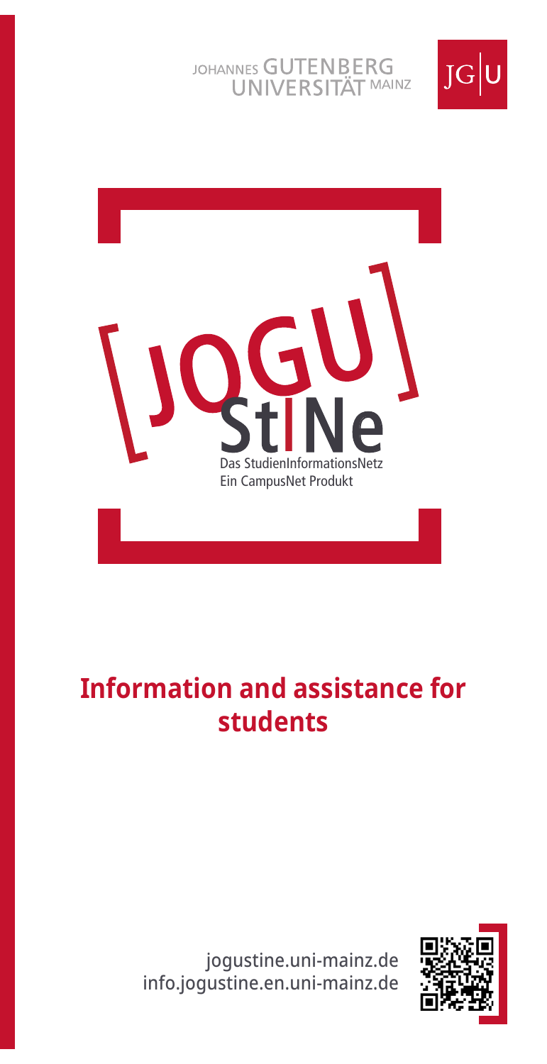JOHANNES GUTENBERG UNIVERSITÄT MAINZ

JG|U

[JOGU] StINe

Das StudienInformationsNetz
Ein CampusNet Produkt

# Information and assistance for students

jogustine.uni-mainz.de
info.jogustine.en.uni-mainz.de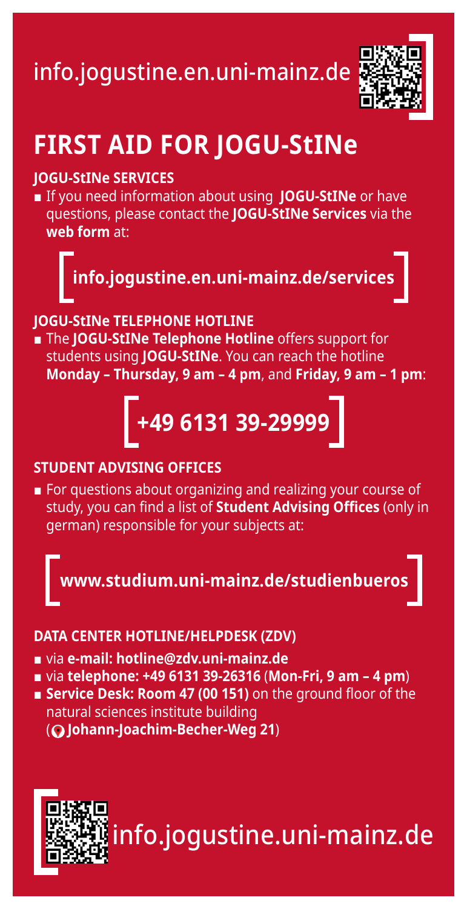info.jogustine.en.uni-mainz.de

# FIRST AID FOR JOGU-StINe

## JOGU-StINe SERVICES

- If you need information about using **JOGU-StINe** or have questions, please contact the **JOGU-StINe Services** via the **web form** at:

**info.jogustine.en.uni-mainz.de/services**

## JOGU-StINe TELEPHONE HOTLINE

- The **JOGU-StINe Telephone Hotline** offers support for students using **JOGU-StINe**. You can reach the hotline **Monday – Thursday, 9 am – 4 pm**, and **Friday, 9 am – 1 pm**:

**+49 6131 39-29999**

## STUDENT ADVISING OFFICES

- For questions about organizing and realizing your course of study, you can find a list of **Student Advising Offices** (only in german) responsible for your subjects at:

**www.studium.uni-mainz.de/studienbueros**

## DATA CENTER HOTLINE/HELPDESK (ZDV)

- via **e-mail: hotline@zdv.uni-mainz.de**
- via **telephone: +49 6131 39-26316** (**Mon-Fri, 9 am – 4 pm**)
- **Service Desk: Room 47 (00 151)** on the ground floor of the natural sciences institute building (**Johann-Joachim-Becher-Weg 21**)

info.jogustine.uni-mainz.de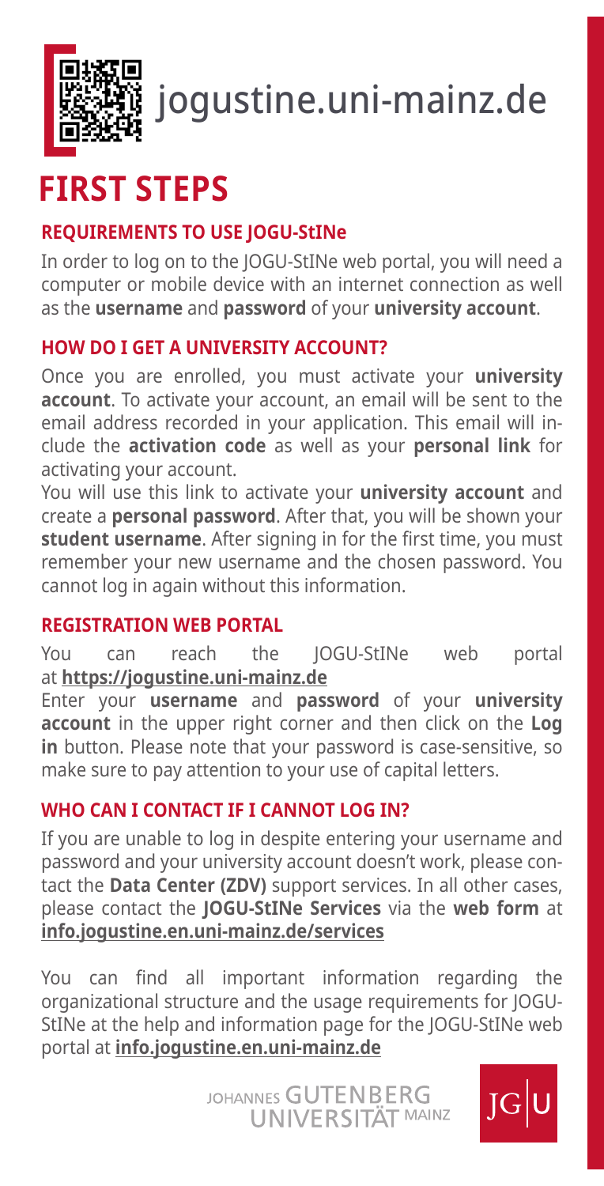jogustine.uni-mainz.de

# FIRST STEPS

## REQUIREMENTS TO USE JOGU-StINe

In order to log on to the JOGU-StINe web portal, you will need a computer or mobile device with an internet connection as well as the **username** and **password** of your **university account**.

## HOW DO I GET A UNIVERSITY ACCOUNT?

Once you are enrolled, you must activate your **university account**. To activate your account, an email will be sent to the email address recorded in your application. This email will include the **activation code** as well as your **personal link** for activating your account.

You will use this link to activate your **university account** and create a **personal password**. After that, you will be shown your **student username**. After signing in for the first time, you must remember your new username and the chosen password. You cannot log in again without this information.

## REGISTRATION WEB PORTAL

You can reach the JOGU-StINe web portal at **https://jogustine.uni-mainz.de**

Enter your **username** and **password** of your **university account** in the upper right corner and then click on the **Log in** button. Please note that your password is case-sensitive, so make sure to pay attention to your use of capital letters.

## WHO CAN I CONTACT IF I CANNOT LOG IN?

If you are unable to log in despite entering your username and password and your university account doesn't work, please contact the **Data Center (ZDV)** support services. In all other cases, please contact the **JOGU-StINe Services** via the **web form** at **info.jogustine.en.uni-mainz.de/services**

You can find all important information regarding the organizational structure and the usage requirements for JOGU-StINe at the help and information page for the JOGU-StINe web portal at **info.jogustine.en.uni-mainz.de**

JOHANNES GUTENBERG UNIVERSITÄT MAINZ

JG|U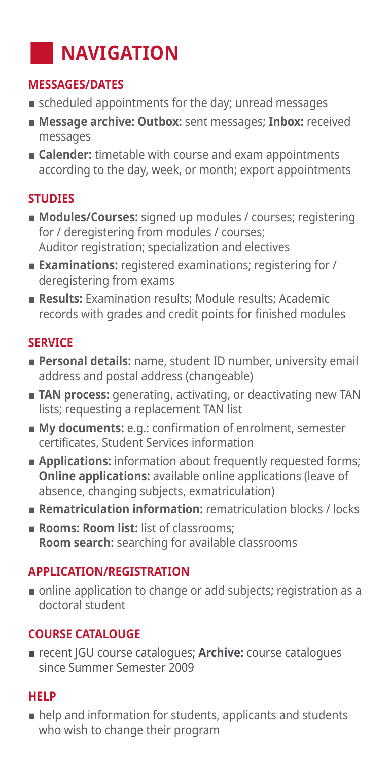# NAVIGATION

## MESSAGES/DATES

- scheduled appointments for the day; unread messages
- **Message archive: Outbox:** sent messages; **Inbox:** received messages
- **Calender:** timetable with course and exam appointments according to the day, week, or month; export appointments

## STUDIES

- **Modules/Courses:** signed up modules / courses; registering for / deregistering from modules / courses; Auditor registration; specialization and electives
- **Examinations:** registered examinations; registering for / deregistering from exams
- **Results:** Examination results; Module results; Academic records with grades and credit points for finished modules

## SERVICE

- **Personal details:** name, student ID number, university email address and postal address (changeable)
- **TAN process:** generating, activating, or deactivating new TAN lists; requesting a replacement TAN list
- **My documents:** e.g.: confirmation of enrolment, semester certificates, Student Services information
- **Applications:** information about frequently requested forms; **Online applications:** available online applications (leave of absence, changing subjects, exmatriculation)
- **Rematriculation information:** rematriculation blocks / locks
- **Rooms: Room list:** list of classrooms; **Room search:** searching for available classrooms

## APPLICATION/REGISTRATION

- online application to change or add subjects; registration as a doctoral student

## COURSE CATALOUGE

- recent JGU course catalogues; **Archive:** course catalogues since Summer Semester 2009

## HELP

- help and information for students, applicants and students who wish to change their program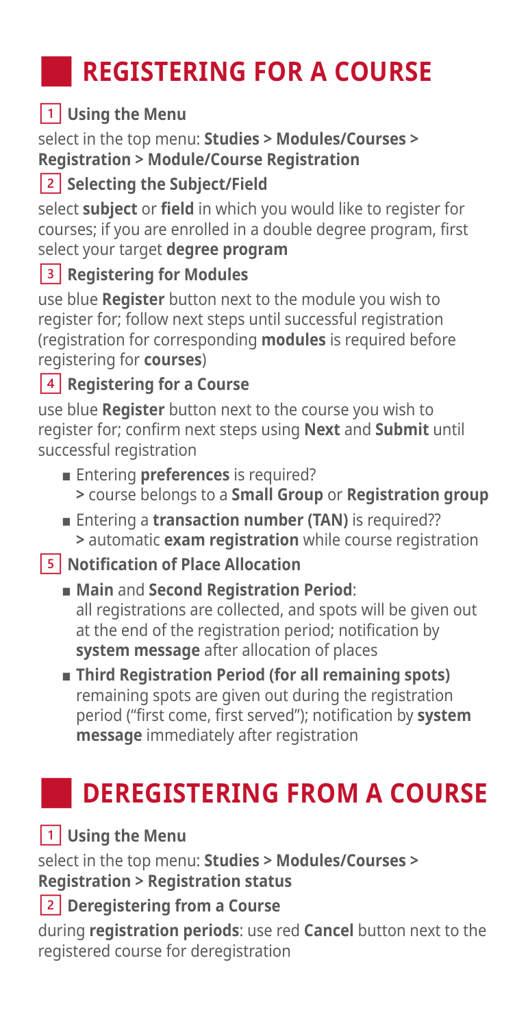# REGISTERING FOR A COURSE

### 1 Using the Menu

select in the top menu: **Studies > Modules/Courses > Registration > Module/Course Registration**

### 2 Selecting the Subject/Field

select **subject** or **field** in which you would like to register for courses; if you are enrolled in a double degree program, first select your target **degree program**

### 3 Registering for Modules

use blue **Register** button next to the module you wish to register for; follow next steps until successful registration (registration for corresponding **modules** is required before registering for **courses**)

### 4 Registering for a Course

use blue **Register** button next to the course you wish to register for; confirm next steps using **Next** and **Submit** until successful registration

- Entering **preferences** is required?
  **>** course belongs to a **Small Group** or **Registration group**
- Entering a **transaction number (TAN)** is required??
  **>** automatic **exam registration** while course registration

### 5 Notification of Place Allocation

- **Main** and **Second Registration Period**:
  all registrations are collected, and spots will be given out at the end of the registration period; notification by **system message** after allocation of places
- **Third Registration Period (for all remaining spots)**
  remaining spots are given out during the registration period ("first come, first served"); notification by **system message** immediately after registration

# DEREGISTERING FROM A COURSE

### 1 Using the Menu

select in the top menu: **Studies > Modules/Courses > Registration > Registration status**

### 2 Deregistering from a Course

during **registration periods**: use red **Cancel** button next to the registered course for deregistration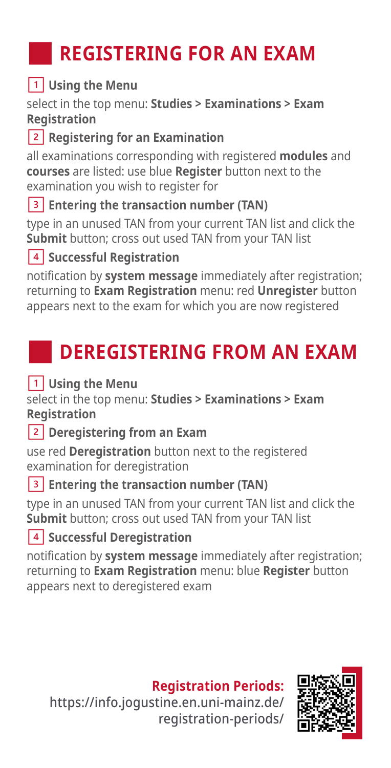# REGISTERING FOR AN EXAM

### 1 Using the Menu

select in the top menu: **Studies > Examinations > Exam Registration**

### 2 Registering for an Examination

all examinations corresponding with registered **modules** and **courses** are listed: use blue **Register** button next to the examination you wish to register for

### 3 Entering the transaction number (TAN)

type in an unused TAN from your current TAN list and click the **Submit** button; cross out used TAN from your TAN list

### 4 Successful Registration

notification by **system message** immediately after registration; returning to **Exam Registration** menu: red **Unregister** button appears next to the exam for which you are now registered

# DEREGISTERING FROM AN EXAM

### 1 Using the Menu

select in the top menu: **Studies > Examinations > Exam Registration**

### 2 Deregistering from an Exam

use red **Deregistration** button next to the registered examination for deregistration

### 3 Entering the transaction number (TAN)

type in an unused TAN from your current TAN list and click the **Submit** button; cross out used TAN from your TAN list

### 4 Successful Deregistration

notification by **system message** immediately after registration; returning to **Exam Registration** menu: blue **Register** button appears next to deregistered exam

**Registration Periods:**
https://info.jogustine.en.uni-mainz.de/registration-periods/